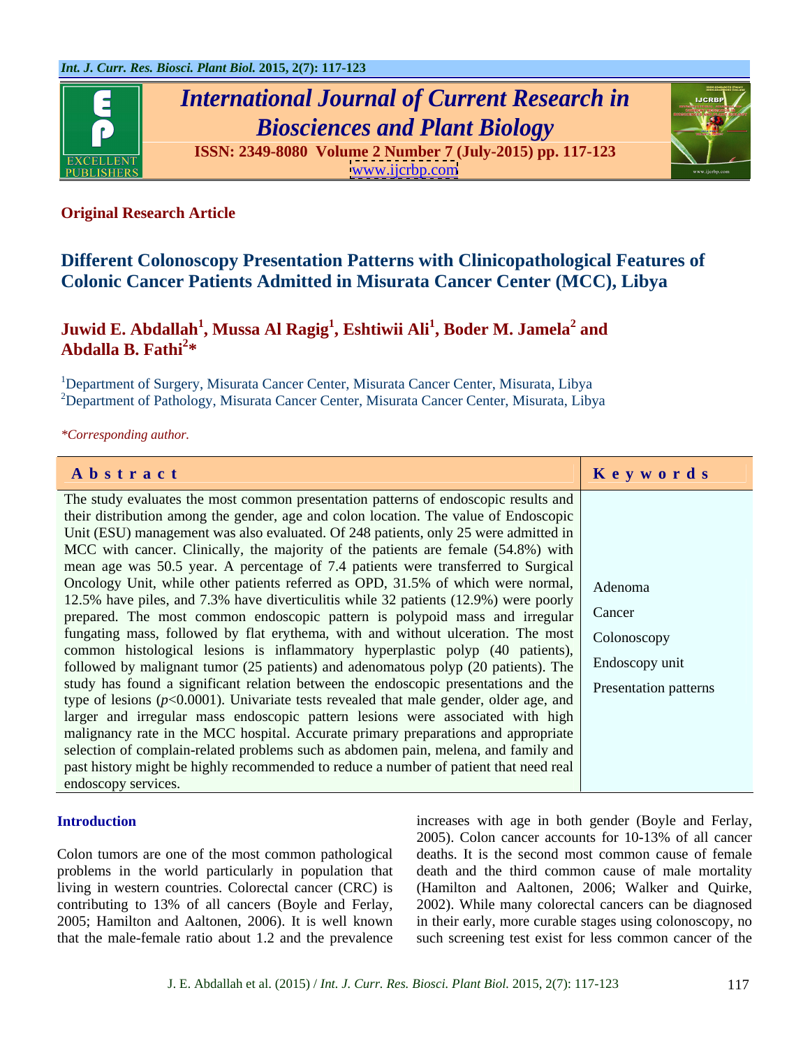**Original Research Article**

# Different Colonoscopy Presentation Patterns with Clinicopathological Features of Colonic Cancer Patients Admitted in Misurata Cancer Center (MCC), Libya

**Juwid E. Abdallah[1], Mussa Al Ragig[1], Eshtiwii Ali[1], Boder M. Jamela[2] and Abdalla B. Fathi[2]***

[1]Department of Surgery, Misurata Cancer Center, Misurata Cancer Center, Misurata, Libya
[2]Department of Pathology, Misurata Cancer Center, Misurata Cancer Center, Misurata, Libya

*\*Corresponding author.*

## Abstract

The study evaluates the most common presentation patterns of endoscopic results and their distribution among the gender, age and colon location. The value of Endoscopic Unit (ESU) management was also evaluated. Of 248 patients, only 25 were admitted in MCC with cancer. Clinically, the majority of the patients are female (54.8%) with mean age was 50.5 year. A percentage of 7.4 patients were transferred to Surgical Oncology Unit, while other patients referred as OPD, 31.5% of which were normal, 12.5% have piles, and 7.3% have diverticulitis while 32 patients (12.9%) were poorly prepared. The most common endoscopic pattern is polypoid mass and irregular fungating mass, followed by flat erythema, with and without ulceration. The most common histological lesions is inflammatory hyperplastic polyp (40 patients), followed by malignant tumor (25 patients) and adenomatous polyp (20 patients). The study has found a significant relation between the endoscopic presentations and the type of lesions ($p$<0.0001). Univariate tests revealed that male gender, older age, and larger and irregular mass endoscopic pattern lesions were associated with high malignancy rate in the MCC hospital. Accurate primary preparations and appropriate selection of complain-related problems such as abdomen pain, melena, and family and past history might be highly recommended to reduce a number of patient that need real endoscopy services.

**Keywords**

Adenoma
Cancer
Colonoscopy
Endoscopy unit
Presentation patterns

## Introduction

Colon tumors are one of the most common pathological problems in the world particularly in population that living in western countries. Colorectal cancer (CRC) is contributing to 13% of all cancers (Boyle and Ferlay, 2005; Hamilton and Aaltonen, 2006). It is well known that the male-female ratio about 1.2 and the prevalence increases with age in both gender (Boyle and Ferlay, 2005). Colon cancer accounts for 10-13% of all cancer deaths. It is the second most common cause of female death and the third common cause of male mortality (Hamilton and Aaltonen, 2006; Walker and Quirke, 2002). While many colorectal cancers can be diagnosed in their early, more curable stages using colonoscopy, no such screening test exist for less common cancer of the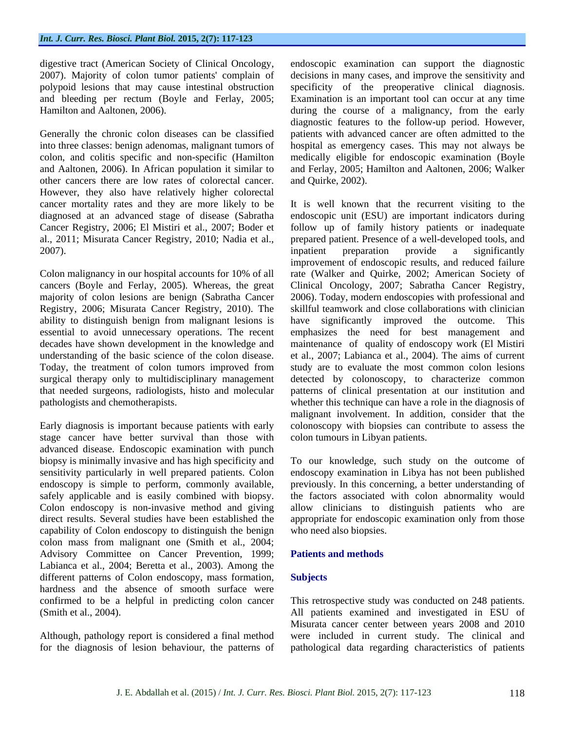digestive tract (American Society of Clinical Oncology, 2007). Majority of colon tumor patients' complain of polypoid lesions that may cause intestinal obstruction and bleeding per rectum (Boyle and Ferlay, 2005; Hamilton and Aaltonen, 2006).

Generally the chronic colon diseases can be classified into three classes: benign adenomas, malignant tumors of colon, and colitis specific and non-specific (Hamilton and Aaltonen, 2006). In African population it similar to other cancers there are low rates of colorectal cancer. However, they also have relatively higher colorectal cancer mortality rates and they are more likely to be diagnosed at an advanced stage of disease (Sabratha Cancer Registry, 2006; El Mistiri et al., 2007; Boder et al., 2011; Misurata Cancer Registry, 2010; Nadia et al., 2007).

Colon malignancy in our hospital accounts for 10% of all cancers (Boyle and Ferlay, 2005). Whereas, the great majority of colon lesions are benign (Sabratha Cancer Registry, 2006; Misurata Cancer Registry, 2010). The ability to distinguish benign from malignant lesions is essential to avoid unnecessary operations. The recent decades have shown development in the knowledge and understanding of the basic science of the colon disease. Today, the treatment of colon tumors improved from surgical therapy only to multidisciplinary management that needed surgeons, radiologists, histo and molecular pathologists and chemotherapists.

Early diagnosis is important because patients with early stage cancer have better survival than those with advanced disease. Endoscopic examination with punch biopsy is minimally invasive and has high specificity and sensitivity particularly in well prepared patients. Colon endoscopy is simple to perform, commonly available, safely applicable and is easily combined with biopsy. Colon endoscopy is non-invasive method and giving direct results. Several studies have been established the capability of Colon endoscopy to distinguish the benign colon mass from malignant one (Smith et al., 2004; Advisory Committee on Cancer Prevention, 1999; Labianca et al., 2004; Beretta et al., 2003). Among the different patterns of Colon endoscopy, mass formation, hardness and the absence of smooth surface were confirmed to be a helpful in predicting colon cancer (Smith et al., 2004).

Although, pathology report is considered a final method for the diagnosis of lesion behaviour, the patterns of endoscopic examination can support the diagnostic decisions in many cases, and improve the sensitivity and specificity of the preoperative clinical diagnosis. Examination is an important tool can occur at any time during the course of a malignancy, from the early diagnostic features to the follow-up period. However, patients with advanced cancer are often admitted to the hospital as emergency cases. This may not always be medically eligible for endoscopic examination (Boyle and Ferlay, 2005; Hamilton and Aaltonen, 2006; Walker and Quirke, 2002).

It is well known that the recurrent visiting to the endoscopic unit (ESU) are important indicators during follow up of family history patients or inadequate prepared patient. Presence of a well-developed tools, and inpatient preparation provide a significantly improvement of endoscopic results, and reduced failure rate (Walker and Quirke, 2002; American Society of Clinical Oncology, 2007; Sabratha Cancer Registry, 2006). Today, modern endoscopies with professional and skillful teamwork and close collaborations with clinician have significantly improved the outcome. This emphasizes the need for best management and maintenance of quality of endoscopy work (El Mistiri et al., 2007; Labianca et al., 2004). The aims of current study are to evaluate the most common colon lesions detected by colonoscopy, to characterize common patterns of clinical presentation at our institution and whether this technique can have a role in the diagnosis of malignant involvement. In addition, consider that the colonoscopy with biopsies can contribute to assess the colon tumours in Libyan patients.

To our knowledge, such study on the outcome of endoscopy examination in Libya has not been published previously. In this concerning, a better understanding of the factors associated with colon abnormality would allow clinicians to distinguish patients who are appropriate for endoscopic examination only from those who need also biopsies.

## Patients and methods

### Subjects

This retrospective study was conducted on 248 patients. All patients examined and investigated in ESU of Misurata cancer center between years 2008 and 2010 were included in current study. The clinical and pathological data regarding characteristics of patients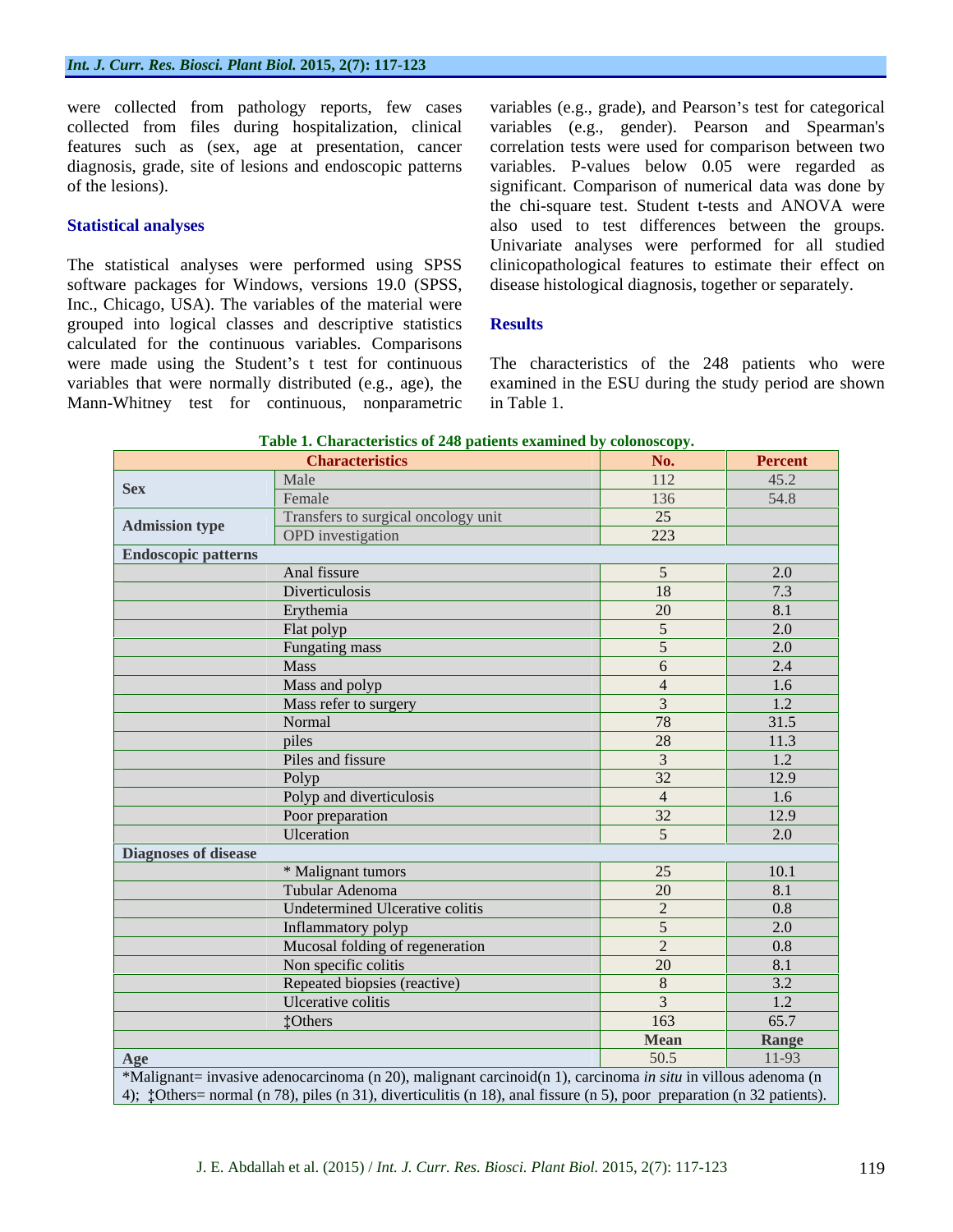were collected from pathology reports, few cases collected from files during hospitalization, clinical features such as (sex, age at presentation, cancer diagnosis, grade, site of lesions and endoscopic patterns of the lesions).

### Statistical analyses

The statistical analyses were performed using SPSS software packages for Windows, versions 19.0 (SPSS, Inc., Chicago, USA). The variables of the material were grouped into logical classes and descriptive statistics calculated for the continuous variables. Comparisons were made using the Student's t test for continuous variables that were normally distributed (e.g., age), the Mann-Whitney test for continuous, nonparametric variables (e.g., grade), and Pearson's test for categorical variables (e.g., gender). Pearson and Spearman's correlation tests were used for comparison between two variables. P-values below 0.05 were regarded as significant. Comparison of numerical data was done by the chi-square test. Student t-tests and ANOVA were also used to test differences between the groups. Univariate analyses were performed for all studied clinicopathological features to estimate their effect on disease histological diagnosis, together or separately.

## Results

The characteristics of the 248 patients who were examined in the ESU during the study period are shown in Table 1.

**Table 1. Characteristics of 248 patients examined by colonoscopy.**

| Characteristics | | No. | Percent |
|---|---|---|---|
| **Sex** | Male | 112 | 45.2 |
| | Female | 136 | 54.8 |
| **Admission type** | Transfers to surgical oncology unit | 25 | |
| | OPD investigation | 223 | |
| **Endoscopic patterns** | | | |
| | Anal fissure | 5 | 2.0 |
| | Diverticulosis | 18 | 7.3 |
| | Erythemia | 20 | 8.1 |
| | Flat polyp | 5 | 2.0 |
| | Fungating mass | 5 | 2.0 |
| | Mass | 6 | 2.4 |
| | Mass and polyp | 4 | 1.6 |
| | Mass refer to surgery | 3 | 1.2 |
| | Normal | 78 | 31.5 |
| | piles | 28 | 11.3 |
| | Piles and fissure | 3 | 1.2 |
| | Polyp | 32 | 12.9 |
| | Polyp and diverticulosis | 4 | 1.6 |
| | Poor preparation | 32 | 12.9 |
| | Ulceration | 5 | 2.0 |
| **Diagnoses of disease** | | | |
| | * Malignant tumors | 25 | 10.1 |
| | Tubular Adenoma | 20 | 8.1 |
| | Undetermined Ulcerative colitis | 2 | 0.8 |
| | Inflammatory polyp | 5 | 2.0 |
| | Mucosal folding of regeneration | 2 | 0.8 |
| | Non specific colitis | 20 | 8.1 |
| | Repeated biopsies (reactive) | 8 | 3.2 |
| | Ulcerative colitis | 3 | 1.2 |
| | ‡Others | 163 | 65.7 |
| | | **Mean** | **Range** |
| **Age** | | 50.5 | 11-93 |

*Malignant= invasive adenocarcinoma (n 20), malignant carcinoid(n 1), carcinoma *in situ* in villous adenoma (n 4); ‡Others= normal (n 78), piles (n 31), diverticulitis (n 18), anal fissure (n 5), poor preparation (n 32 patients).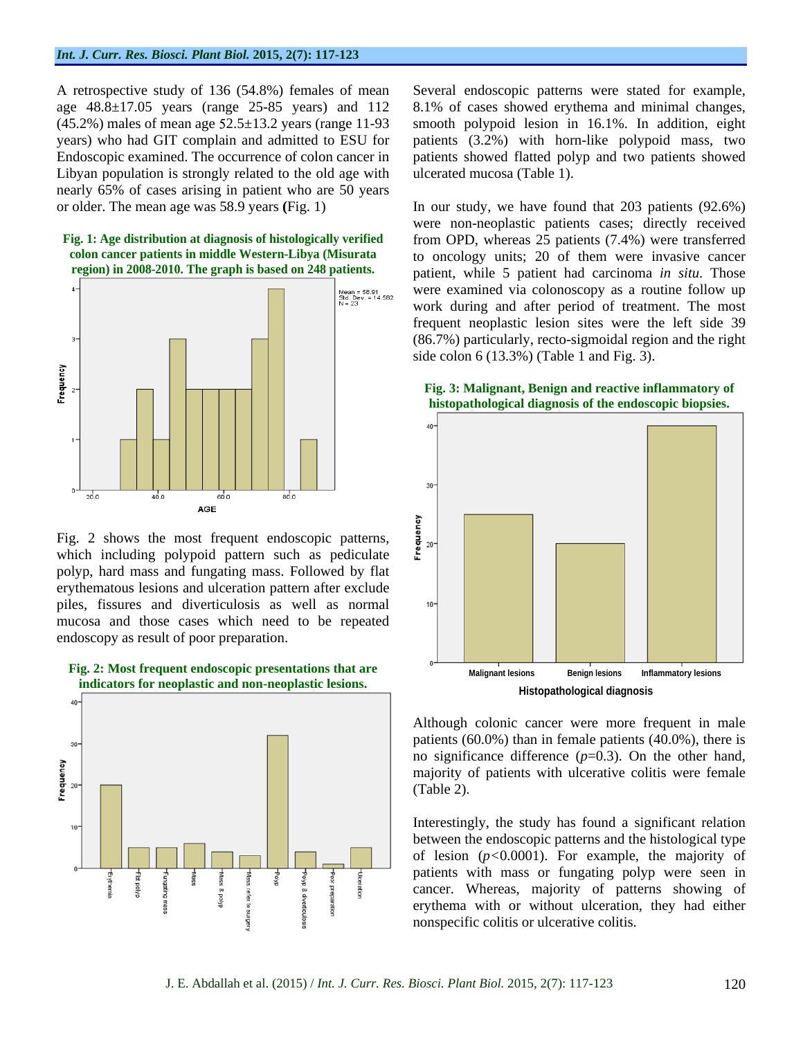A retrospective study of 136 (54.8%) females of mean age 48.8±17.05 years (range 25-85 years) and 112 (45.2%) males of mean age 52.5±13.2 years (range 11-93 years) who had GIT complain and admitted to ESU for Endoscopic examined. The occurrence of colon cancer in Libyan population is strongly related to the old age with nearly 65% of cases arising in patient who are 50 years or older. The mean age was 58.9 years **(**Fig. 1)

**Fig. 1: Age distribution at diagnosis of histologically verified colon cancer patients in middle Western-Libya (Misurata region) in 2008-2010. The graph is based on 248 patients.**

Fig. 2 shows the most frequent endoscopic patterns, which including polypoid pattern such as pediculate polyp, hard mass and fungating mass. Followed by flat erythematous lesions and ulceration pattern after exclude piles, fissures and diverticulosis as well as normal mucosa and those cases which need to be repeated endoscopy as result of poor preparation.

**Fig. 2: Most frequent endoscopic presentations that are indicators for neoplastic and non-neoplastic lesions.**

Several endoscopic patterns were stated for example, 8.1% of cases showed erythema and minimal changes, smooth polypoid lesion in 16.1%. In addition, eight patients (3.2%) with horn-like polypoid mass, two patients showed flatted polyp and two patients showed ulcerated mucosa (Table 1).

In our study, we have found that 203 patients (92.6%) were non-neoplastic patients cases; directly received from OPD, whereas 25 patients (7.4%) were transferred to oncology units; 20 of them were invasive cancer patient, while 5 patient had carcinoma *in situ*. Those were examined via colonoscopy as a routine follow up work during and after period of treatment. The most frequent neoplastic lesion sites were the left side 39 (86.7%) particularly, recto-sigmoidal region and the right side colon 6 (13.3%) (Table 1 and Fig. 3).

**Fig. 3: Malignant, Benign and reactive inflammatory of histopathological diagnosis of the endoscopic biopsies.**

Although colonic cancer were more frequent in male patients (60.0%) than in female patients (40.0%), there is no significance difference ($p$=0.3). On the other hand, majority of patients with ulcerative colitis were female (Table 2).

Interestingly, the study has found a significant relation between the endoscopic patterns and the histological type of lesion ($p$<0.0001). For example, the majority of patients with mass or fungating polyp were seen in cancer. Whereas, majority of patterns showing of erythema with or without ulceration, they had either nonspecific colitis or ulcerative colitis.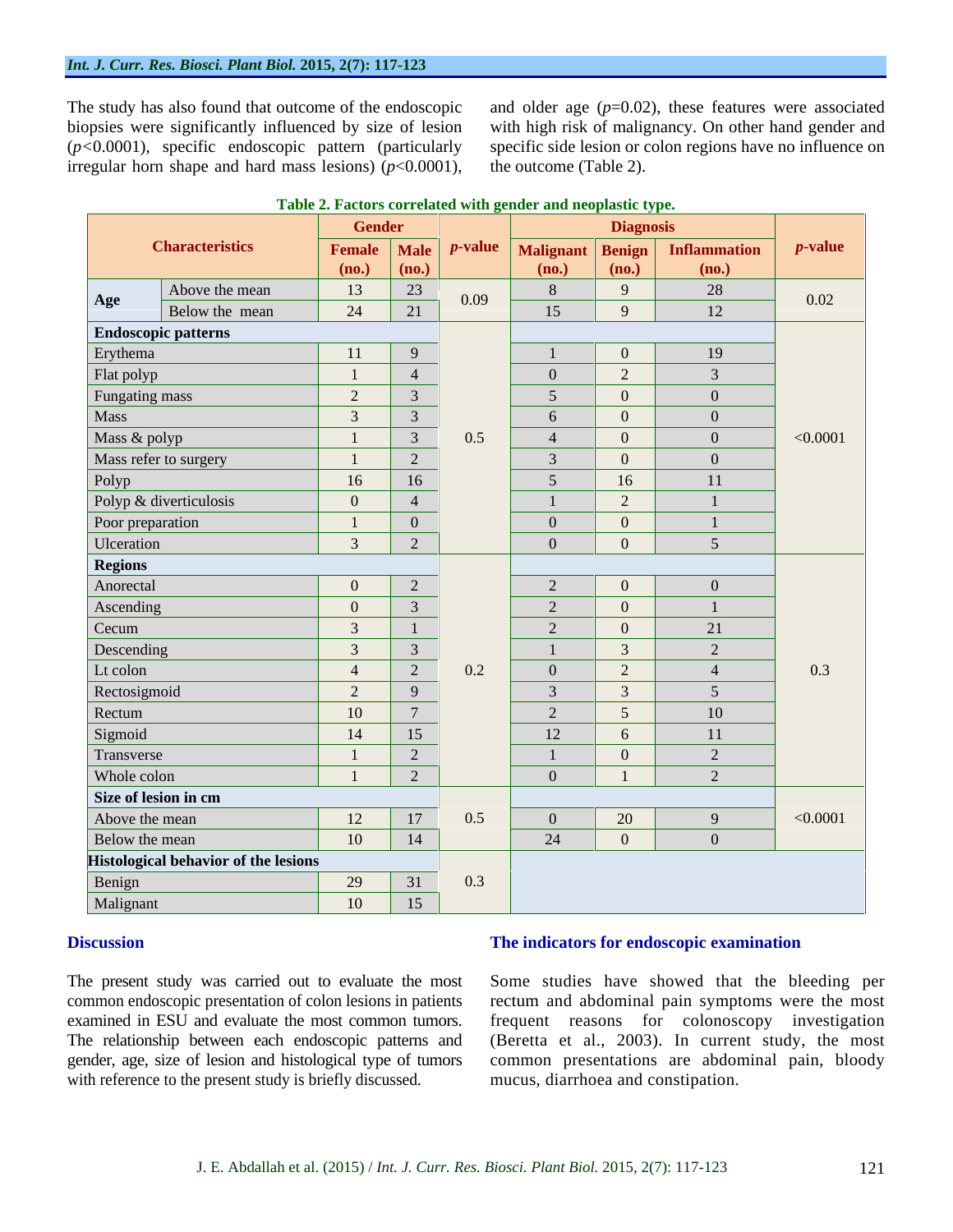The study has also found that outcome of the endoscopic biopsies were significantly influenced by size of lesion ($p$<0.0001), specific endoscopic pattern (particularly irregular horn shape and hard mass lesions) ($p$<0.0001), and older age ($p$=0.02), these features were associated with high risk of malignancy. On other hand gender and specific side lesion or colon regions have no influence on the outcome (Table 2).

**Table 2. Factors correlated with gender and neoplastic type.**

| Characteristics | | Gender | | *p*-value | Diagnosis | | | *p*-value |
|---|---|---|---|---|---|---|---|---|
| | | Female (no.) | Male (no.) | | Malignant (no.) | Benign (no.) | Inflammation (no.) | |
| Age | Above the mean | 13 | 23 | 0.09 | 8 | 9 | 28 | 0.02 |
| | Below the mean | 24 | 21 | | 15 | 9 | 12 | |
| **Endoscopic patterns** | | | | 0.5 | | | | <0.0001 |
| Erythema | | 11 | 9 | | 1 | 0 | 19 | |
| Flat polyp | | 1 | 4 | | 0 | 2 | 3 | |
| Fungating mass | | 2 | 3 | | 5 | 0 | 0 | |
| Mass | | 3 | 3 | | 6 | 0 | 0 | |
| Mass & polyp | | 1 | 3 | | 4 | 0 | 0 | |
| Mass refer to surgery | | 1 | 2 | | 3 | 0 | 0 | |
| Polyp | | 16 | 16 | | 5 | 16 | 11 | |
| Polyp & diverticulosis | | 0 | 4 | | 1 | 2 | 1 | |
| Poor preparation | | 1 | 0 | | 0 | 0 | 1 | |
| Ulceration | | 3 | 2 | | 0 | 0 | 5 | |
| **Regions** | | | | 0.2 | | | | 0.3 |
| Anorectal | | 0 | 2 | | 2 | 0 | 0 | |
| Ascending | | 0 | 3 | | 2 | 0 | 1 | |
| Cecum | | 3 | 1 | | 2 | 0 | 21 | |
| Descending | | 3 | 3 | | 1 | 3 | 2 | |
| Lt colon | | 4 | 2 | | 0 | 2 | 4 | |
| Rectosigmoid | | 2 | 9 | | 3 | 3 | 5 | |
| Rectum | | 10 | 7 | | 2 | 5 | 10 | |
| Sigmoid | | 14 | 15 | | 12 | 6 | 11 | |
| Transverse | | 1 | 2 | | 1 | 0 | 2 | |
| Whole colon | | 1 | 2 | | 0 | 1 | 2 | |
| **Size of lesion in cm** | | | | 0.5 | | | | <0.0001 |
| Above the mean | | 12 | 17 | | 0 | 20 | 9 | |
| Below the mean | | 10 | 14 | | 24 | 0 | 0 | |
| **Histological behavior of the lesions** | | | | 0.3 | | | | |
| Benign | | 29 | 31 | | | | | |
| Malignant | | 10 | 15 | | | | | |

## Discussion

The present study was carried out to evaluate the most common endoscopic presentation of colon lesions in patients examined in ESU and evaluate the most common tumors. The relationship between each endoscopic patterns and gender, age, size of lesion and histological type of tumors with reference to the present study is briefly discussed.

## The indicators for endoscopic examination

Some studies have showed that the bleeding per rectum and abdominal pain symptoms were the most frequent reasons for colonoscopy investigation (Beretta et al., 2003). In current study, the most common presentations are abdominal pain, bloody mucus, diarrhoea and constipation.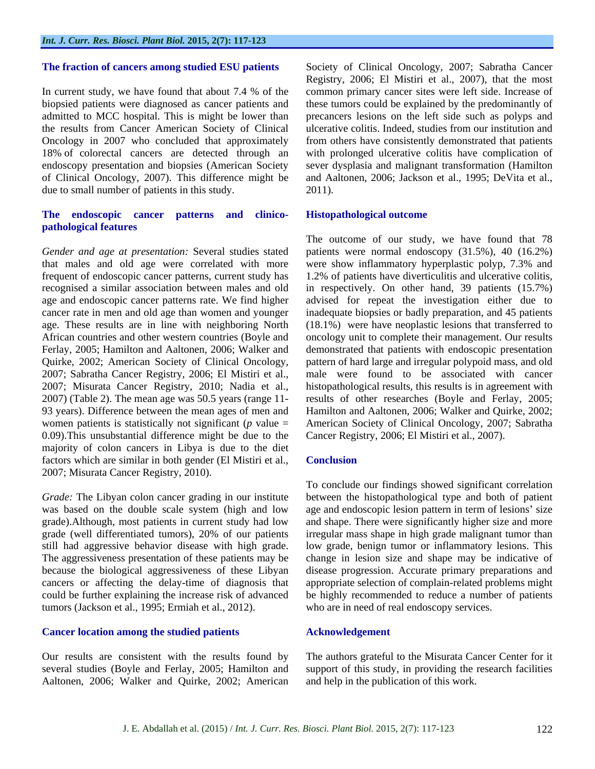### The fraction of cancers among studied ESU patients

In current study, we have found that about 7.4 % of the biopsied patients were diagnosed as cancer patients and admitted to MCC hospital. This is might be lower than the results from Cancer American Society of Clinical Oncology in 2007 who concluded that approximately 18% of colorectal cancers are detected through an endoscopy presentation and biopsies (American Society of Clinical Oncology, 2007). This difference might be due to small number of patients in this study.

### The endoscopic cancer patterns and clinico-pathological features

*Gender and age at presentation:* Several studies stated that males and old age were correlated with more frequent of endoscopic cancer patterns, current study has recognised a similar association between males and old age and endoscopic cancer patterns rate. We find higher cancer rate in men and old age than women and younger age. These results are in line with neighboring North African countries and other western countries (Boyle and Ferlay, 2005; Hamilton and Aaltonen, 2006; Walker and Quirke, 2002; American Society of Clinical Oncology, 2007; Sabratha Cancer Registry, 2006; El Mistiri et al., 2007; Misurata Cancer Registry, 2010; Nadia et al., 2007) (Table 2). The mean age was 50.5 years (range 11-93 years). Difference between the mean ages of men and women patients is statistically not significant ($p$ value = 0.09).This unsubstantial difference might be due to the majority of colon cancers in Libya is due to the diet factors which are similar in both gender (El Mistiri et al., 2007; Misurata Cancer Registry, 2010).

*Grade:* The Libyan colon cancer grading in our institute was based on the double scale system (high and low grade).Although, most patients in current study had low grade (well differentiated tumors), 20% of our patients still had aggressive behavior disease with high grade. The aggressiveness presentation of these patients may be because the biological aggressiveness of these Libyan cancers or affecting the delay-time of diagnosis that could be further explaining the increase risk of advanced tumors (Jackson et al., 1995; Ermiah et al., 2012).

### Cancer location among the studied patients

Our results are consistent with the results found by several studies (Boyle and Ferlay, 2005; Hamilton and Aaltonen, 2006; Walker and Quirke, 2002; American Society of Clinical Oncology, 2007; Sabratha Cancer Registry, 2006; El Mistiri et al., 2007), that the most common primary cancer sites were left side. Increase of these tumors could be explained by the predominantly of precancers lesions on the left side such as polyps and ulcerative colitis. Indeed, studies from our institution and from others have consistently demonstrated that patients with prolonged ulcerative colitis have complication of sever dysplasia and malignant transformation (Hamilton and Aaltonen, 2006; Jackson et al., 1995; DeVita et al., 2011).

### Histopathological outcome

The outcome of our study, we have found that 78 patients were normal endoscopy (31.5%), 40 (16.2%) were show inflammatory hyperplastic polyp, 7.3% and 1.2% of patients have diverticulitis and ulcerative colitis, in respectively. On other hand, 39 patients (15.7%) advised for repeat the investigation either due to inadequate biopsies or badly preparation, and 45 patients (18.1%) were have neoplastic lesions that transferred to oncology unit to complete their management. Our results demonstrated that patients with endoscopic presentation pattern of hard large and irregular polypoid mass, and old male were found to be associated with cancer histopathological results, this results is in agreement with results of other researches (Boyle and Ferlay, 2005; Hamilton and Aaltonen, 2006; Walker and Quirke, 2002; American Society of Clinical Oncology, 2007; Sabratha Cancer Registry, 2006; El Mistiri et al., 2007).

## Conclusion

To conclude our findings showed significant correlation between the histopathological type and both of patient age and endoscopic lesion pattern in term of lesions' size and shape. There were significantly higher size and more irregular mass shape in high grade malignant tumor than low grade, benign tumor or inflammatory lesions. This change in lesion size and shape may be indicative of disease progression. Accurate primary preparations and appropriate selection of complain-related problems might be highly recommended to reduce a number of patients who are in need of real endoscopy services.

## Acknowledgement

The authors grateful to the Misurata Cancer Center for it support of this study, in providing the research facilities and help in the publication of this work.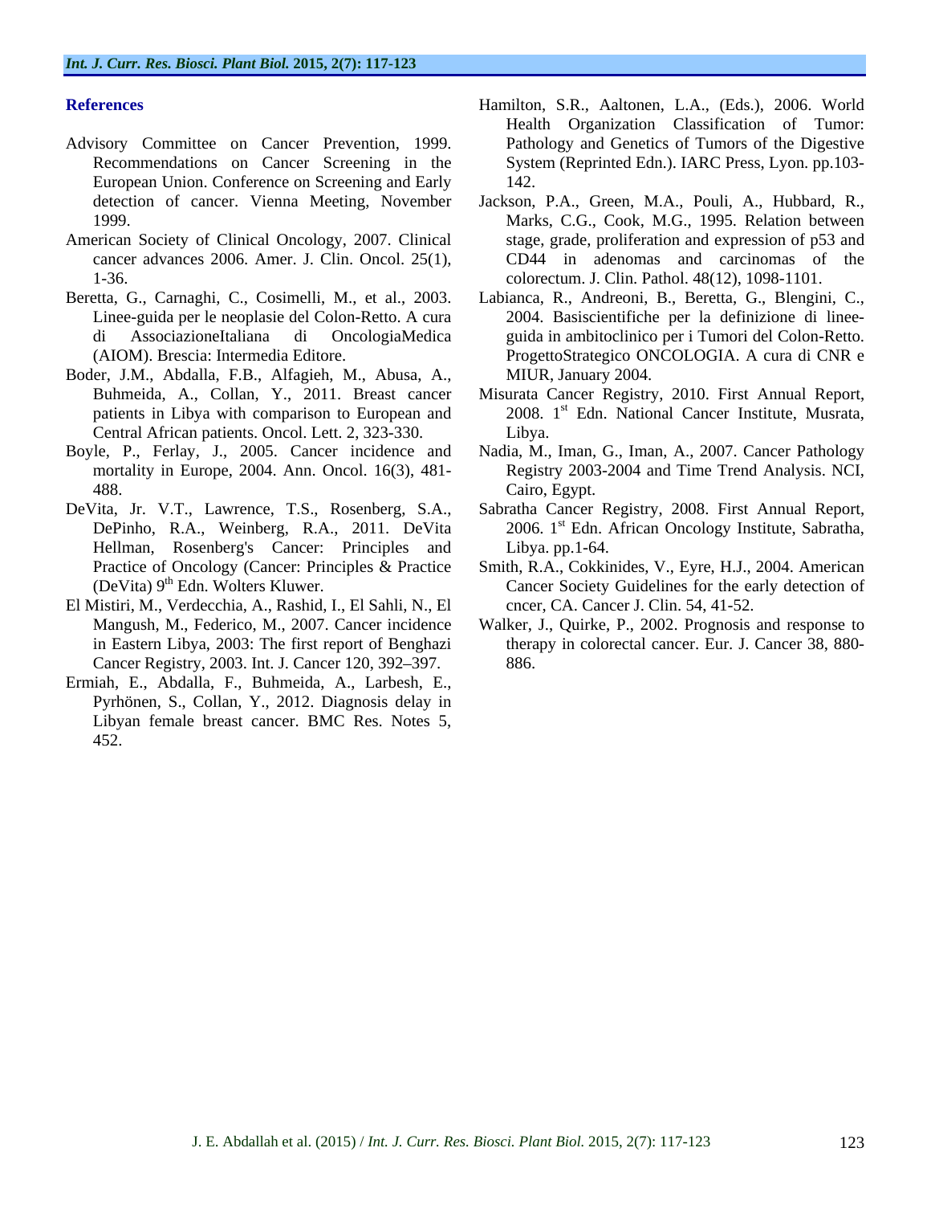## References

Advisory Committee on Cancer Prevention, 1999. Recommendations on Cancer Screening in the European Union. Conference on Screening and Early detection of cancer. Vienna Meeting, November 1999.

American Society of Clinical Oncology, 2007. Clinical cancer advances 2006. Amer. J. Clin. Oncol. 25(1), 1-36.

Beretta, G., Carnaghi, C., Cosimelli, M., et al., 2003. Linee-guida per le neoplasie del Colon-Retto. A cura di AssociazioneItaliana di OncologiaMedica (AIOM). Brescia: Intermedia Editore.

Boder, J.M., Abdalla, F.B., Alfagieh, M., Abusa, A., Buhmeida, A., Collan, Y., 2011. Breast cancer patients in Libya with comparison to European and Central African patients. Oncol. Lett. 2, 323-330.

Boyle, P., Ferlay, J., 2005. Cancer incidence and mortality in Europe, 2004. Ann. Oncol. 16(3), 481-488.

DeVita, Jr. V.T., Lawrence, T.S., Rosenberg, S.A., DePinho, R.A., Weinberg, R.A., 2011. DeVita Hellman, Rosenberg's Cancer: Principles and Practice of Oncology (Cancer: Principles & Practice (DeVita) 9th Edn. Wolters Kluwer.

El Mistiri, M., Verdecchia, A., Rashid, I., El Sahli, N., El Mangush, M., Federico, M., 2007. Cancer incidence in Eastern Libya, 2003: The first report of Benghazi Cancer Registry, 2003. Int. J. Cancer 120, 392–397.

Ermiah, E., Abdalla, F., Buhmeida, A., Larbesh, E., Pyrhönen, S., Collan, Y., 2012. Diagnosis delay in Libyan female breast cancer. BMC Res. Notes 5, 452.

Hamilton, S.R., Aaltonen, L.A., (Eds.), 2006. World Health Organization Classification of Tumor: Pathology and Genetics of Tumors of the Digestive System (Reprinted Edn.). IARC Press, Lyon. pp.103-142.

Jackson, P.A., Green, M.A., Pouli, A., Hubbard, R., Marks, C.G., Cook, M.G., 1995. Relation between stage, grade, proliferation and expression of p53 and CD44 in adenomas and carcinomas of the colorectum. J. Clin. Pathol. 48(12), 1098-1101.

Labianca, R., Andreoni, B., Beretta, G., Blengini, C., 2004. Basiscientifiche per la definizione di linee-guida in ambitoclinico per i Tumori del Colon-Retto. ProgettoStrategico ONCOLOGIA. A cura di CNR e MIUR, January 2004.

Misurata Cancer Registry, 2010. First Annual Report, 2008. 1st Edn. National Cancer Institute, Musrata, Libya.

Nadia, M., Iman, G., Iman, A., 2007. Cancer Pathology Registry 2003-2004 and Time Trend Analysis. NCI, Cairo, Egypt.

Sabratha Cancer Registry, 2008. First Annual Report, 2006. 1st Edn. African Oncology Institute, Sabratha, Libya. pp.1-64.

Smith, R.A., Cokkinides, V., Eyre, H.J., 2004. American Cancer Society Guidelines for the early detection of cncer, CA. Cancer J. Clin. 54, 41-52.

Walker, J., Quirke, P., 2002. Prognosis and response to therapy in colorectal cancer. Eur. J. Cancer 38, 880-886.